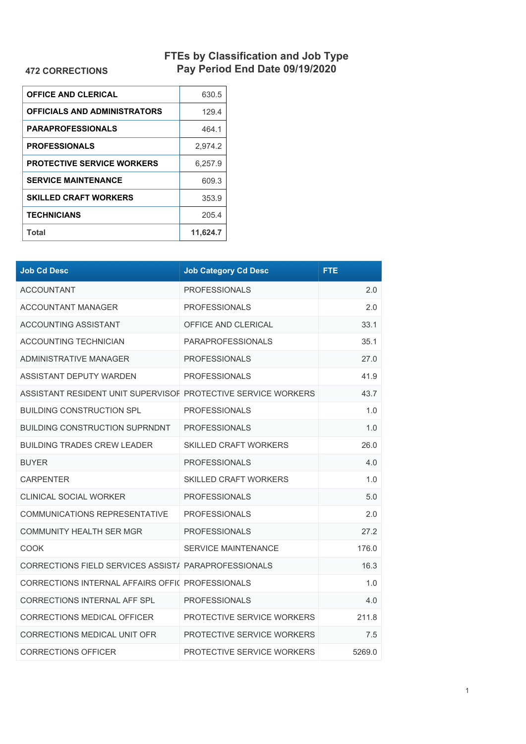# FTEs by Classification and Job Type
## Pay Period End Date 09/19/2020

**472 CORRECTIONS**

| | |
|---|---|
| **OFFICE AND CLERICAL** | 630.5 |
| **OFFICIALS AND ADMINISTRATORS** | 129.4 |
| **PARAPROFESSIONALS** | 464.1 |
| **PROFESSIONALS** | 2,974.2 |
| **PROTECTIVE SERVICE WORKERS** | 6,257.9 |
| **SERVICE MAINTENANCE** | 609.3 |
| **SKILLED CRAFT WORKERS** | 353.9 |
| **TECHNICIANS** | 205.4 |
| **Total** | **11,624.7** |

| Job Cd Desc | Job Category Cd Desc | FTE |
|---|---|---|
| ACCOUNTANT | PROFESSIONALS | 2.0 |
| ACCOUNTANT MANAGER | PROFESSIONALS | 2.0 |
| ACCOUNTING ASSISTANT | OFFICE AND CLERICAL | 33.1 |
| ACCOUNTING TECHNICIAN | PARAPROFESSIONALS | 35.1 |
| ADMINISTRATIVE MANAGER | PROFESSIONALS | 27.0 |
| ASSISTANT DEPUTY WARDEN | PROFESSIONALS | 41.9 |
| ASSISTANT RESIDENT UNIT SUPERVISOF | PROTECTIVE SERVICE WORKERS | 43.7 |
| BUILDING CONSTRUCTION SPL | PROFESSIONALS | 1.0 |
| BUILDING CONSTRUCTION SUPRNDNT | PROFESSIONALS | 1.0 |
| BUILDING TRADES CREW LEADER | SKILLED CRAFT WORKERS | 26.0 |
| BUYER | PROFESSIONALS | 4.0 |
| CARPENTER | SKILLED CRAFT WORKERS | 1.0 |
| CLINICAL SOCIAL WORKER | PROFESSIONALS | 5.0 |
| COMMUNICATIONS REPRESENTATIVE | PROFESSIONALS | 2.0 |
| COMMUNITY HEALTH SER MGR | PROFESSIONALS | 27.2 |
| COOK | SERVICE MAINTENANCE | 176.0 |
| CORRECTIONS FIELD SERVICES ASSIST/ | PARAPROFESSIONALS | 16.3 |
| CORRECTIONS INTERNAL AFFAIRS OFFI( | PROFESSIONALS | 1.0 |
| CORRECTIONS INTERNAL AFF SPL | PROFESSIONALS | 4.0 |
| CORRECTIONS MEDICAL OFFICER | PROTECTIVE SERVICE WORKERS | 211.8 |
| CORRECTIONS MEDICAL UNIT OFR | PROTECTIVE SERVICE WORKERS | 7.5 |
| CORRECTIONS OFFICER | PROTECTIVE SERVICE WORKERS | 5269.0 |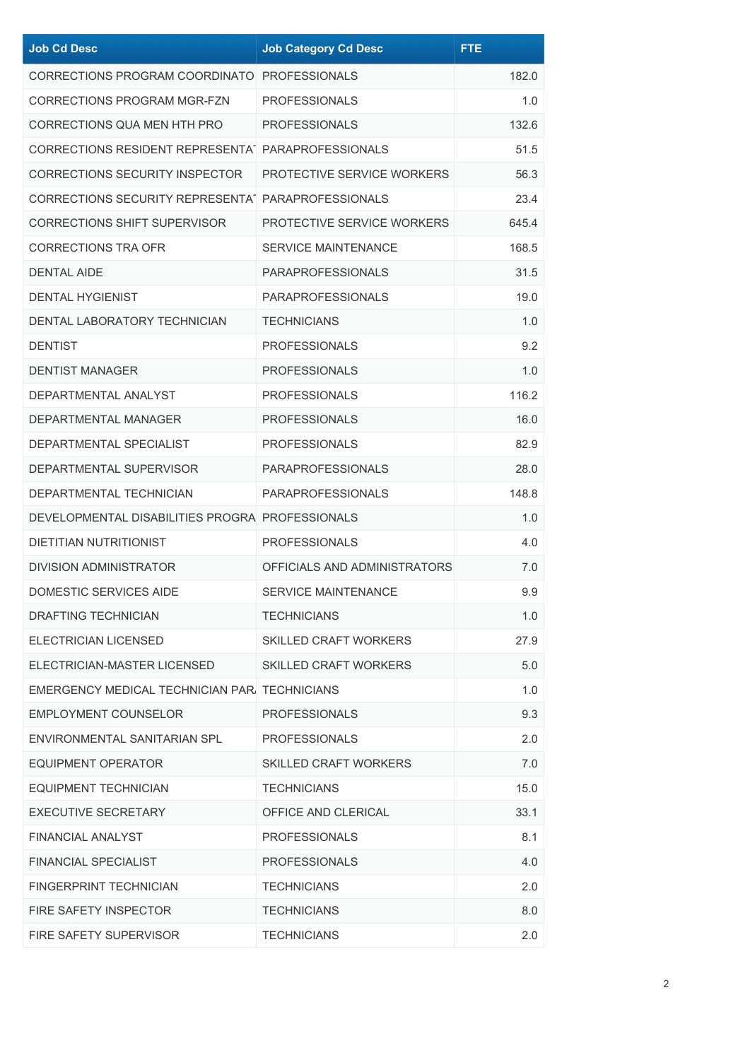| Job Cd Desc | Job Category Cd Desc | FTE |
|---|---|---|
| CORRECTIONS PROGRAM COORDINATO | PROFESSIONALS | 182.0 |
| CORRECTIONS PROGRAM MGR-FZN | PROFESSIONALS | 1.0 |
| CORRECTIONS QUA MEN HTH PRO | PROFESSIONALS | 132.6 |
| CORRECTIONS RESIDENT REPRESENTA | PARAPROFESSIONALS | 51.5 |
| CORRECTIONS SECURITY INSPECTOR | PROTECTIVE SERVICE WORKERS | 56.3 |
| CORRECTIONS SECURITY REPRESENTA | PARAPROFESSIONALS | 23.4 |
| CORRECTIONS SHIFT SUPERVISOR | PROTECTIVE SERVICE WORKERS | 645.4 |
| CORRECTIONS TRA OFR | SERVICE MAINTENANCE | 168.5 |
| DENTAL AIDE | PARAPROFESSIONALS | 31.5 |
| DENTAL HYGIENIST | PARAPROFESSIONALS | 19.0 |
| DENTAL LABORATORY TECHNICIAN | TECHNICIANS | 1.0 |
| DENTIST | PROFESSIONALS | 9.2 |
| DENTIST MANAGER | PROFESSIONALS | 1.0 |
| DEPARTMENTAL ANALYST | PROFESSIONALS | 116.2 |
| DEPARTMENTAL MANAGER | PROFESSIONALS | 16.0 |
| DEPARTMENTAL SPECIALIST | PROFESSIONALS | 82.9 |
| DEPARTMENTAL SUPERVISOR | PARAPROFESSIONALS | 28.0 |
| DEPARTMENTAL TECHNICIAN | PARAPROFESSIONALS | 148.8 |
| DEVELOPMENTAL DISABILITIES PROGRA | PROFESSIONALS | 1.0 |
| DIETITIAN NUTRITIONIST | PROFESSIONALS | 4.0 |
| DIVISION ADMINISTRATOR | OFFICIALS AND ADMINISTRATORS | 7.0 |
| DOMESTIC SERVICES AIDE | SERVICE MAINTENANCE | 9.9 |
| DRAFTING TECHNICIAN | TECHNICIANS | 1.0 |
| ELECTRICIAN LICENSED | SKILLED CRAFT WORKERS | 27.9 |
| ELECTRICIAN-MASTER LICENSED | SKILLED CRAFT WORKERS | 5.0 |
| EMERGENCY MEDICAL TECHNICIAN PAR | TECHNICIANS | 1.0 |
| EMPLOYMENT COUNSELOR | PROFESSIONALS | 9.3 |
| ENVIRONMENTAL SANITARIAN SPL | PROFESSIONALS | 2.0 |
| EQUIPMENT OPERATOR | SKILLED CRAFT WORKERS | 7.0 |
| EQUIPMENT TECHNICIAN | TECHNICIANS | 15.0 |
| EXECUTIVE SECRETARY | OFFICE AND CLERICAL | 33.1 |
| FINANCIAL ANALYST | PROFESSIONALS | 8.1 |
| FINANCIAL SPECIALIST | PROFESSIONALS | 4.0 |
| FINGERPRINT TECHNICIAN | TECHNICIANS | 2.0 |
| FIRE SAFETY INSPECTOR | TECHNICIANS | 8.0 |
| FIRE SAFETY SUPERVISOR | TECHNICIANS | 2.0 |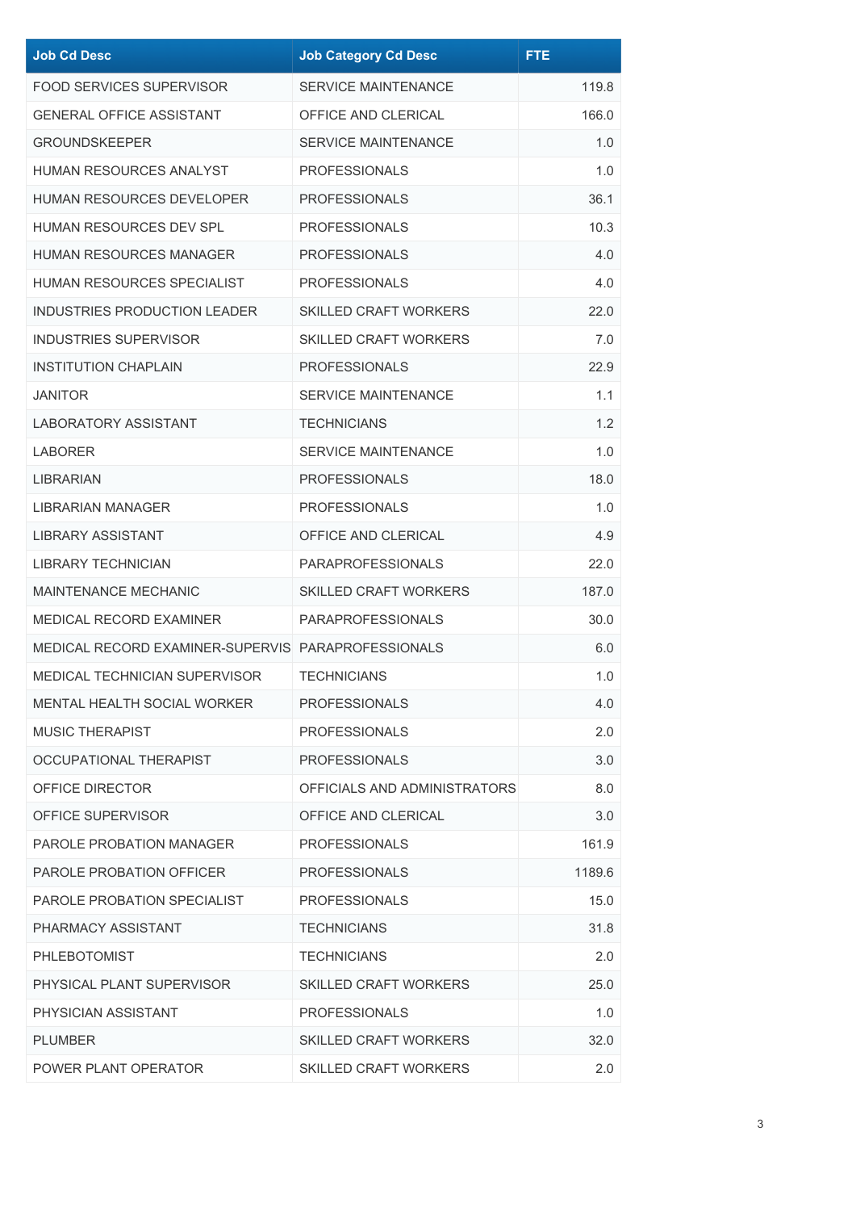| Job Cd Desc | Job Category Cd Desc | FTE |
|---|---|---|
| FOOD SERVICES SUPERVISOR | SERVICE MAINTENANCE | 119.8 |
| GENERAL OFFICE ASSISTANT | OFFICE AND CLERICAL | 166.0 |
| GROUNDSKEEPER | SERVICE MAINTENANCE | 1.0 |
| HUMAN RESOURCES ANALYST | PROFESSIONALS | 1.0 |
| HUMAN RESOURCES DEVELOPER | PROFESSIONALS | 36.1 |
| HUMAN RESOURCES DEV SPL | PROFESSIONALS | 10.3 |
| HUMAN RESOURCES MANAGER | PROFESSIONALS | 4.0 |
| HUMAN RESOURCES SPECIALIST | PROFESSIONALS | 4.0 |
| INDUSTRIES PRODUCTION LEADER | SKILLED CRAFT WORKERS | 22.0 |
| INDUSTRIES SUPERVISOR | SKILLED CRAFT WORKERS | 7.0 |
| INSTITUTION CHAPLAIN | PROFESSIONALS | 22.9 |
| JANITOR | SERVICE MAINTENANCE | 1.1 |
| LABORATORY ASSISTANT | TECHNICIANS | 1.2 |
| LABORER | SERVICE MAINTENANCE | 1.0 |
| LIBRARIAN | PROFESSIONALS | 18.0 |
| LIBRARIAN MANAGER | PROFESSIONALS | 1.0 |
| LIBRARY ASSISTANT | OFFICE AND CLERICAL | 4.9 |
| LIBRARY TECHNICIAN | PARAPROFESSIONALS | 22.0 |
| MAINTENANCE MECHANIC | SKILLED CRAFT WORKERS | 187.0 |
| MEDICAL RECORD EXAMINER | PARAPROFESSIONALS | 30.0 |
| MEDICAL RECORD EXAMINER-SUPERVIS | PARAPROFESSIONALS | 6.0 |
| MEDICAL TECHNICIAN SUPERVISOR | TECHNICIANS | 1.0 |
| MENTAL HEALTH SOCIAL WORKER | PROFESSIONALS | 4.0 |
| MUSIC THERAPIST | PROFESSIONALS | 2.0 |
| OCCUPATIONAL THERAPIST | PROFESSIONALS | 3.0 |
| OFFICE DIRECTOR | OFFICIALS AND ADMINISTRATORS | 8.0 |
| OFFICE SUPERVISOR | OFFICE AND CLERICAL | 3.0 |
| PAROLE PROBATION MANAGER | PROFESSIONALS | 161.9 |
| PAROLE PROBATION OFFICER | PROFESSIONALS | 1189.6 |
| PAROLE PROBATION SPECIALIST | PROFESSIONALS | 15.0 |
| PHARMACY ASSISTANT | TECHNICIANS | 31.8 |
| PHLEBOTOMIST | TECHNICIANS | 2.0 |
| PHYSICAL PLANT SUPERVISOR | SKILLED CRAFT WORKERS | 25.0 |
| PHYSICIAN ASSISTANT | PROFESSIONALS | 1.0 |
| PLUMBER | SKILLED CRAFT WORKERS | 32.0 |
| POWER PLANT OPERATOR | SKILLED CRAFT WORKERS | 2.0 |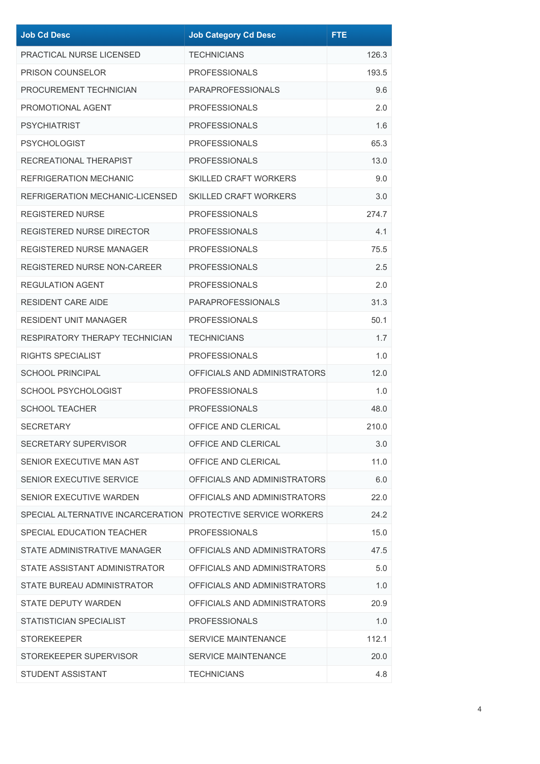| Job Cd Desc | Job Category Cd Desc | FTE |
|---|---|---|
| PRACTICAL NURSE LICENSED | TECHNICIANS | 126.3 |
| PRISON COUNSELOR | PROFESSIONALS | 193.5 |
| PROCUREMENT TECHNICIAN | PARAPROFESSIONALS | 9.6 |
| PROMOTIONAL AGENT | PROFESSIONALS | 2.0 |
| PSYCHIATRIST | PROFESSIONALS | 1.6 |
| PSYCHOLOGIST | PROFESSIONALS | 65.3 |
| RECREATIONAL THERAPIST | PROFESSIONALS | 13.0 |
| REFRIGERATION MECHANIC | SKILLED CRAFT WORKERS | 9.0 |
| REFRIGERATION MECHANIC-LICENSED | SKILLED CRAFT WORKERS | 3.0 |
| REGISTERED NURSE | PROFESSIONALS | 274.7 |
| REGISTERED NURSE DIRECTOR | PROFESSIONALS | 4.1 |
| REGISTERED NURSE MANAGER | PROFESSIONALS | 75.5 |
| REGISTERED NURSE NON-CAREER | PROFESSIONALS | 2.5 |
| REGULATION AGENT | PROFESSIONALS | 2.0 |
| RESIDENT CARE AIDE | PARAPROFESSIONALS | 31.3 |
| RESIDENT UNIT MANAGER | PROFESSIONALS | 50.1 |
| RESPIRATORY THERAPY TECHNICIAN | TECHNICIANS | 1.7 |
| RIGHTS SPECIALIST | PROFESSIONALS | 1.0 |
| SCHOOL PRINCIPAL | OFFICIALS AND ADMINISTRATORS | 12.0 |
| SCHOOL PSYCHOLOGIST | PROFESSIONALS | 1.0 |
| SCHOOL TEACHER | PROFESSIONALS | 48.0 |
| SECRETARY | OFFICE AND CLERICAL | 210.0 |
| SECRETARY SUPERVISOR | OFFICE AND CLERICAL | 3.0 |
| SENIOR EXECUTIVE MAN AST | OFFICE AND CLERICAL | 11.0 |
| SENIOR EXECUTIVE SERVICE | OFFICIALS AND ADMINISTRATORS | 6.0 |
| SENIOR EXECUTIVE WARDEN | OFFICIALS AND ADMINISTRATORS | 22.0 |
| SPECIAL ALTERNATIVE INCARCERATION | PROTECTIVE SERVICE WORKERS | 24.2 |
| SPECIAL EDUCATION TEACHER | PROFESSIONALS | 15.0 |
| STATE ADMINISTRATIVE MANAGER | OFFICIALS AND ADMINISTRATORS | 47.5 |
| STATE ASSISTANT ADMINISTRATOR | OFFICIALS AND ADMINISTRATORS | 5.0 |
| STATE BUREAU ADMINISTRATOR | OFFICIALS AND ADMINISTRATORS | 1.0 |
| STATE DEPUTY WARDEN | OFFICIALS AND ADMINISTRATORS | 20.9 |
| STATISTICIAN SPECIALIST | PROFESSIONALS | 1.0 |
| STOREKEEPER | SERVICE MAINTENANCE | 112.1 |
| STOREKEEPER SUPERVISOR | SERVICE MAINTENANCE | 20.0 |
| STUDENT ASSISTANT | TECHNICIANS | 4.8 |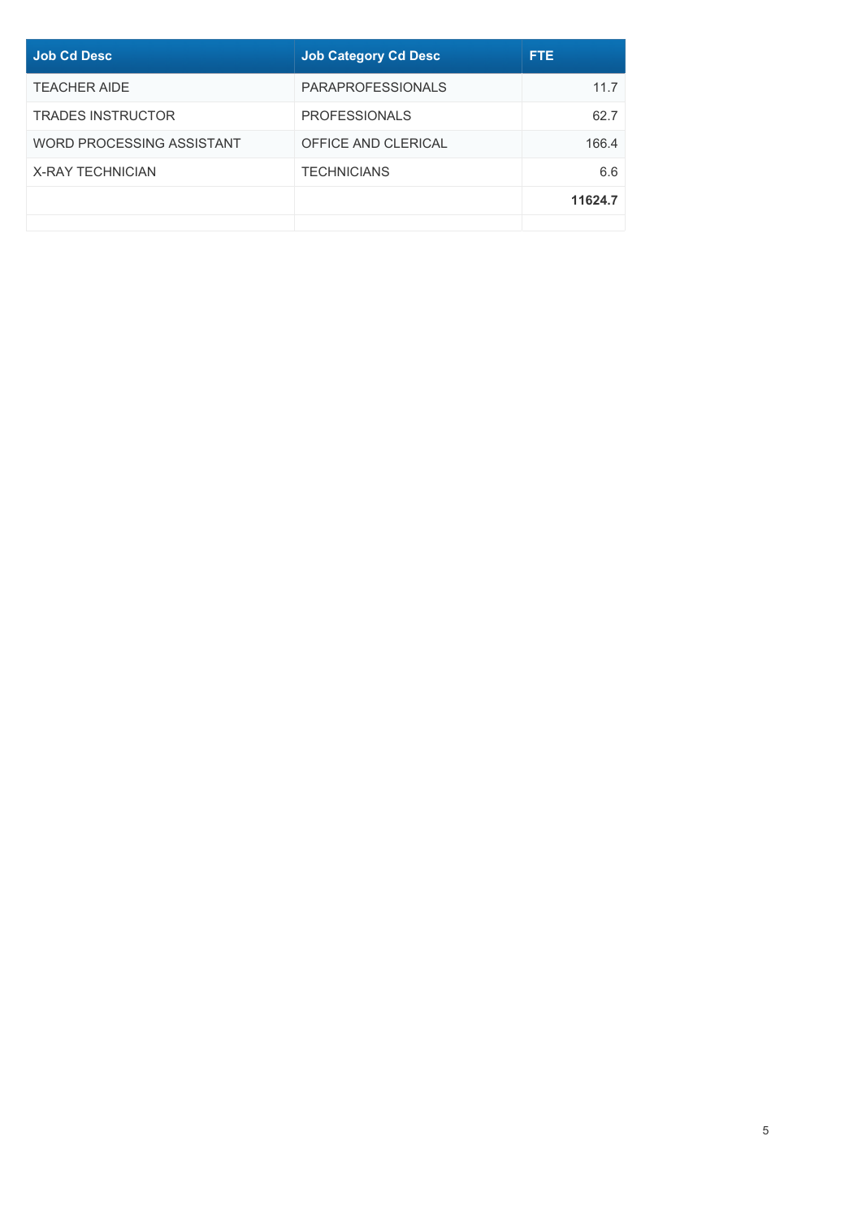| Job Cd Desc | Job Category Cd Desc | FTE |
| --- | --- | --- |
| TEACHER AIDE | PARAPROFESSIONALS | 11.7 |
| TRADES INSTRUCTOR | PROFESSIONALS | 62.7 |
| WORD PROCESSING ASSISTANT | OFFICE AND CLERICAL | 166.4 |
| X-RAY TECHNICIAN | TECHNICIANS | 6.6 |
| | | **11624.7** |
| | | |